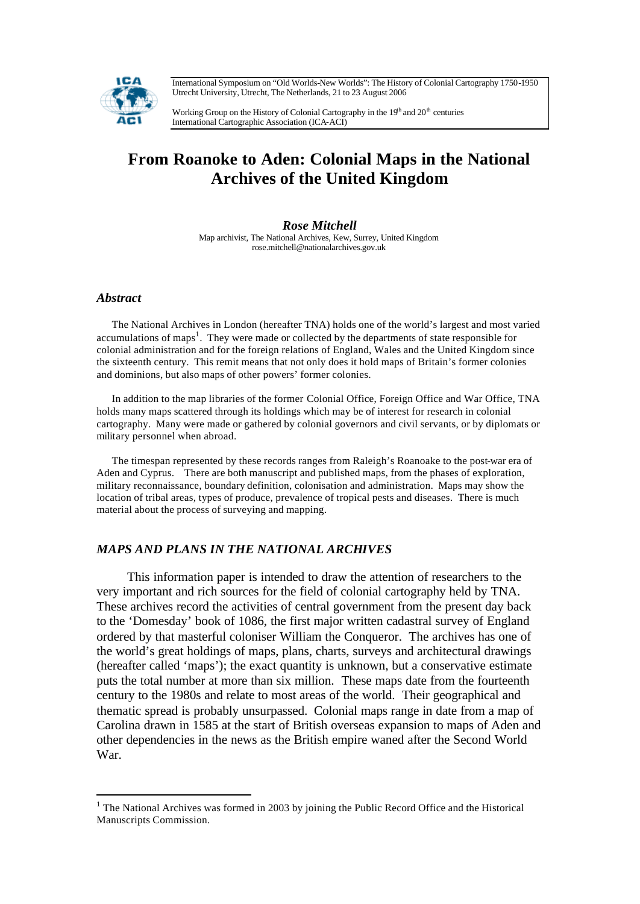International Symposium on "Old Worlds-New Worlds": The History of Colonial Cartography 1750-1950
Utrecht University, Utrecht, The Netherlands, 21 to 23 August 2006

Working Group on the History of Colonial Cartography in the 19th and 20th centuries
International Cartographic Association (ICA-ACI)

# From Roanoke to Aden: Colonial Maps in the National Archives of the United Kingdom

***Rose Mitchell***
Map archivist, The National Archives, Kew, Surrey, United Kingdom
rose.mitchell@nationalarchives.gov.uk

## *Abstract*

The National Archives in London (hereafter TNA) holds one of the world's largest and most varied accumulations of maps[1]. They were made or collected by the departments of state responsible for colonial administration and for the foreign relations of England, Wales and the United Kingdom since the sixteenth century. This remit means that not only does it hold maps of Britain's former colonies and dominions, but also maps of other powers' former colonies.

In addition to the map libraries of the former Colonial Office, Foreign Office and War Office, TNA holds many maps scattered through its holdings which may be of interest for research in colonial cartography. Many were made or gathered by colonial governors and civil servants, or by diplomats or military personnel when abroad.

The timespan represented by these records ranges from Raleigh's Roanoake to the post-war era of Aden and Cyprus. There are both manuscript and published maps, from the phases of exploration, military reconnaissance, boundary definition, colonisation and administration. Maps may show the location of tribal areas, types of produce, prevalence of tropical pests and diseases. There is much material about the process of surveying and mapping.

## *MAPS AND PLANS IN THE NATIONAL ARCHIVES*

This information paper is intended to draw the attention of researchers to the very important and rich sources for the field of colonial cartography held by TNA. These archives record the activities of central government from the present day back to the 'Domesday' book of 1086, the first major written cadastral survey of England ordered by that masterful coloniser William the Conqueror. The archives has one of the world's great holdings of maps, plans, charts, surveys and architectural drawings (hereafter called 'maps'); the exact quantity is unknown, but a conservative estimate puts the total number at more than six million. These maps date from the fourteenth century to the 1980s and relate to most areas of the world. Their geographical and thematic spread is probably unsurpassed. Colonial maps range in date from a map of Carolina drawn in 1585 at the start of British overseas expansion to maps of Aden and other dependencies in the news as the British empire waned after the Second World War.

[1] The National Archives was formed in 2003 by joining the Public Record Office and the Historical Manuscripts Commission.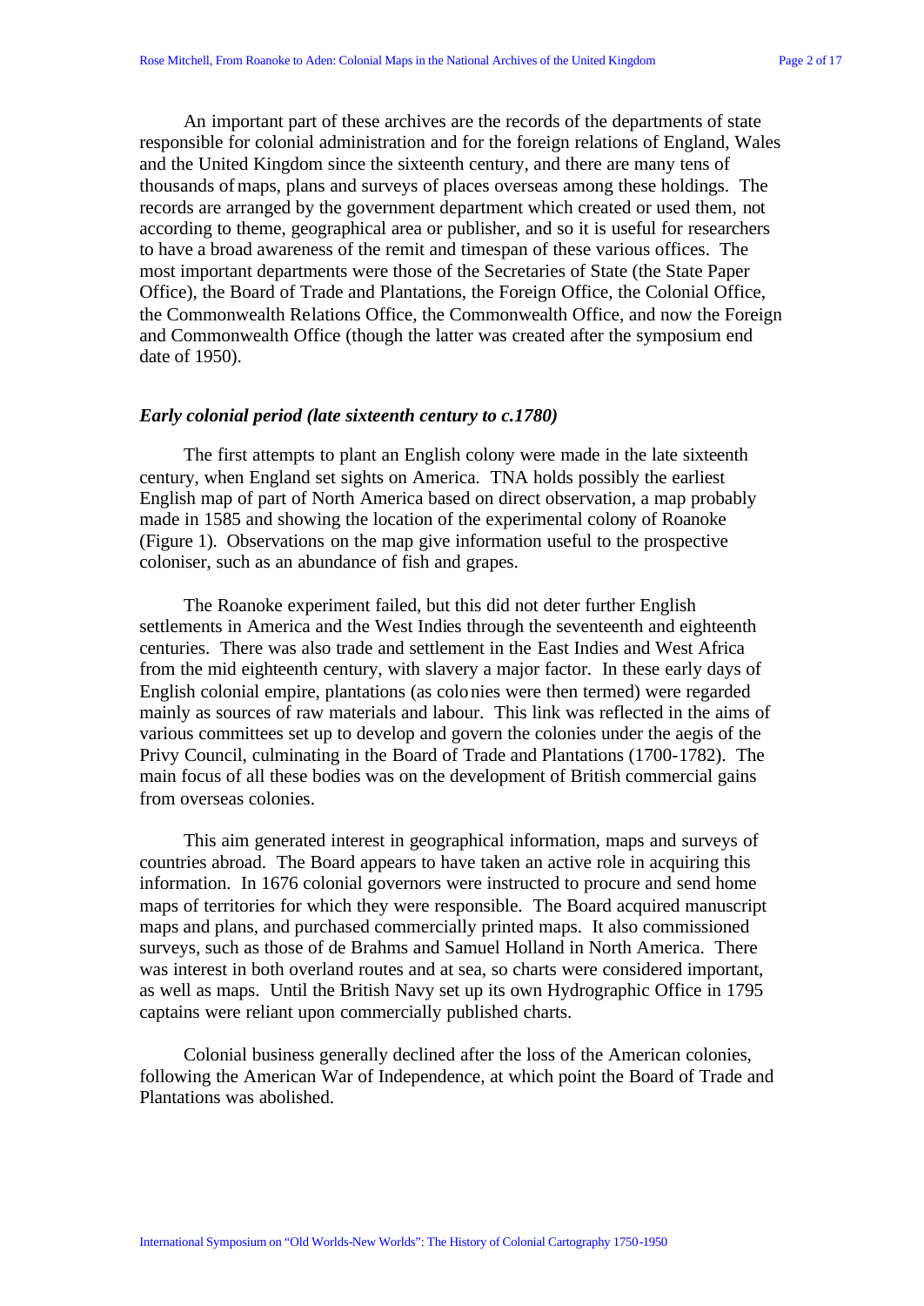An important part of these archives are the records of the departments of state responsible for colonial administration and for the foreign relations of England, Wales and the United Kingdom since the sixteenth century, and there are many tens of thousands of maps, plans and surveys of places overseas among these holdings. The records are arranged by the government department which created or used them, not according to theme, geographical area or publisher, and so it is useful for researchers to have a broad awareness of the remit and timespan of these various offices. The most important departments were those of the Secretaries of State (the State Paper Office), the Board of Trade and Plantations, the Foreign Office, the Colonial Office, the Commonwealth Relations Office, the Commonwealth Office, and now the Foreign and Commonwealth Office (though the latter was created after the symposium end date of 1950).

### *Early colonial period (late sixteenth century to c.1780)*

The first attempts to plant an English colony were made in the late sixteenth century, when England set sights on America. TNA holds possibly the earliest English map of part of North America based on direct observation, a map probably made in 1585 and showing the location of the experimental colony of Roanoke (Figure 1). Observations on the map give information useful to the prospective coloniser, such as an abundance of fish and grapes.

The Roanoke experiment failed, but this did not deter further English settlements in America and the West Indies through the seventeenth and eighteenth centuries. There was also trade and settlement in the East Indies and West Africa from the mid eighteenth century, with slavery a major factor. In these early days of English colonial empire, plantations (as colonies were then termed) were regarded mainly as sources of raw materials and labour. This link was reflected in the aims of various committees set up to develop and govern the colonies under the aegis of the Privy Council, culminating in the Board of Trade and Plantations (1700-1782). The main focus of all these bodies was on the development of British commercial gains from overseas colonies.

This aim generated interest in geographical information, maps and surveys of countries abroad. The Board appears to have taken an active role in acquiring this information. In 1676 colonial governors were instructed to procure and send home maps of territories for which they were responsible. The Board acquired manuscript maps and plans, and purchased commercially printed maps. It also commissioned surveys, such as those of de Brahms and Samuel Holland in North America. There was interest in both overland routes and at sea, so charts were considered important, as well as maps. Until the British Navy set up its own Hydrographic Office in 1795 captains were reliant upon commercially published charts.

Colonial business generally declined after the loss of the American colonies, following the American War of Independence, at which point the Board of Trade and Plantations was abolished.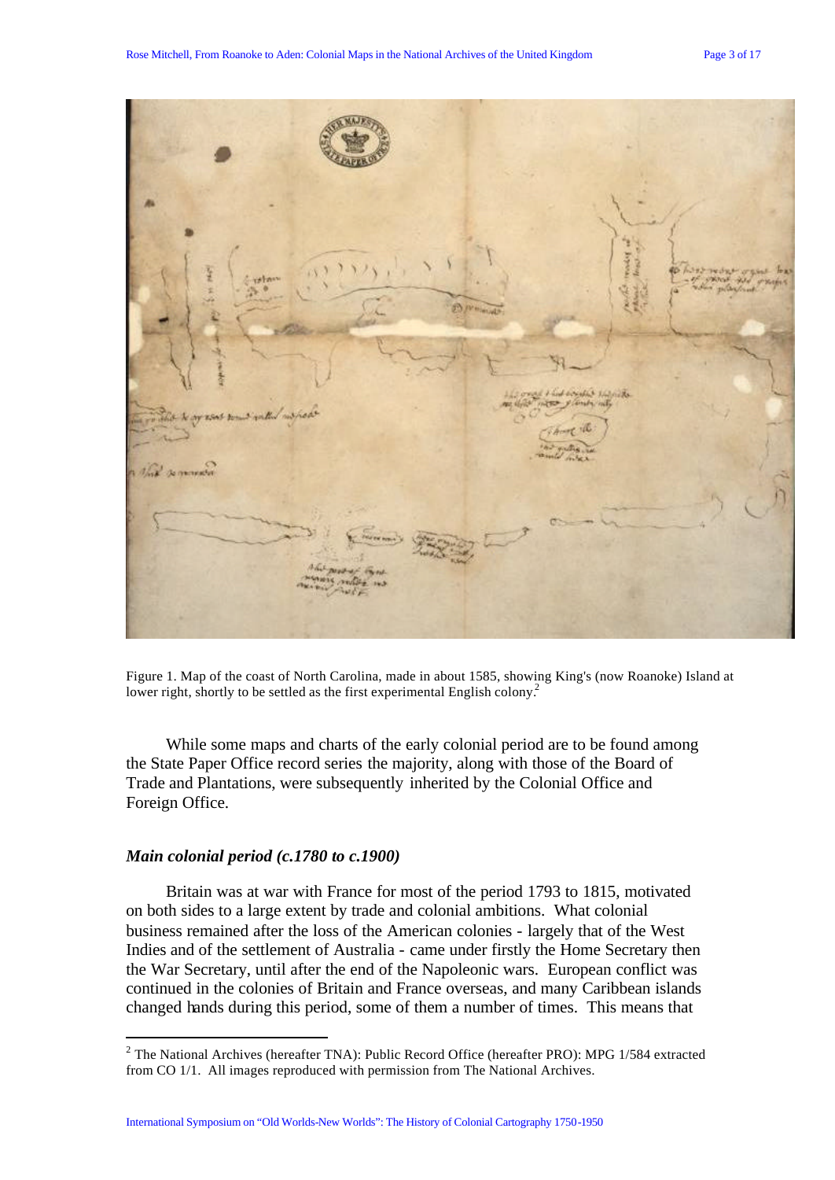Figure 1. Map of the coast of North Carolina, made in about 1585, showing King's (now Roanoke) Island at lower right, shortly to be settled as the first experimental English colony.[2]

While some maps and charts of the early colonial period are to be found among the State Paper Office record series the majority, along with those of the Board of Trade and Plantations, were subsequently inherited by the Colonial Office and Foreign Office.

### *Main colonial period (c.1780 to c.1900)*

Britain was at war with France for most of the period 1793 to 1815, motivated on both sides to a large extent by trade and colonial ambitions. What colonial business remained after the loss of the American colonies - largely that of the West Indies and of the settlement of Australia - came under firstly the Home Secretary then the War Secretary, until after the end of the Napoleonic wars. European conflict was continued in the colonies of Britain and France overseas, and many Caribbean islands changed hands during this period, some of them a number of times. This means that

---

[2] The National Archives (hereafter TNA): Public Record Office (hereafter PRO): MPG 1/584 extracted from CO 1/1. All images reproduced with permission from The National Archives.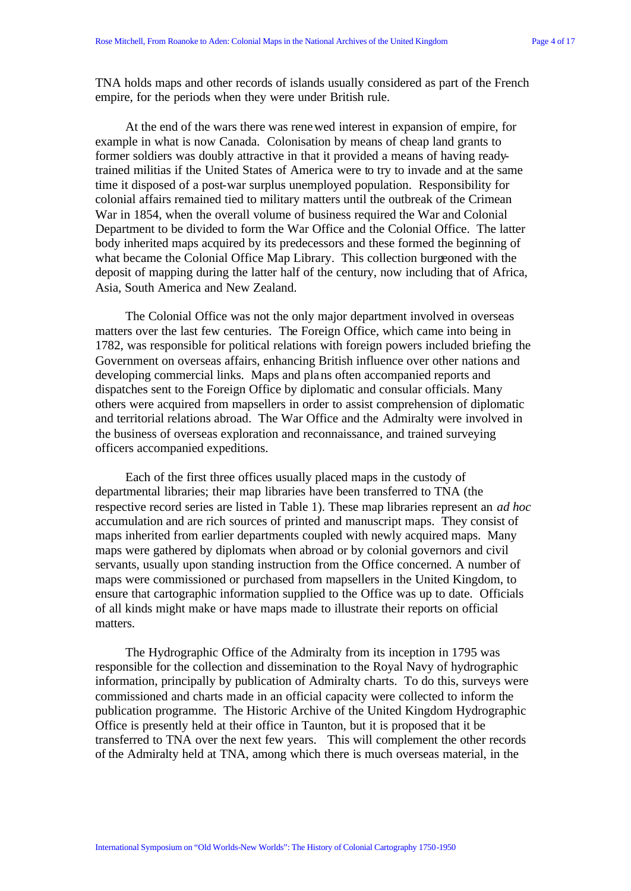TNA holds maps and other records of islands usually considered as part of the French empire, for the periods when they were under British rule.

At the end of the wars there was renewed interest in expansion of empire, for example in what is now Canada. Colonisation by means of cheap land grants to former soldiers was doubly attractive in that it provided a means of having ready-trained militias if the United States of America were to try to invade and at the same time it disposed of a post-war surplus unemployed population. Responsibility for colonial affairs remained tied to military matters until the outbreak of the Crimean War in 1854, when the overall volume of business required the War and Colonial Department to be divided to form the War Office and the Colonial Office. The latter body inherited maps acquired by its predecessors and these formed the beginning of what became the Colonial Office Map Library. This collection burgeoned with the deposit of mapping during the latter half of the century, now including that of Africa, Asia, South America and New Zealand.

The Colonial Office was not the only major department involved in overseas matters over the last few centuries. The Foreign Office, which came into being in 1782, was responsible for political relations with foreign powers included briefing the Government on overseas affairs, enhancing British influence over other nations and developing commercial links. Maps and plans often accompanied reports and dispatches sent to the Foreign Office by diplomatic and consular officials. Many others were acquired from mapsellers in order to assist comprehension of diplomatic and territorial relations abroad. The War Office and the Admiralty were involved in the business of overseas exploration and reconnaissance, and trained surveying officers accompanied expeditions.

Each of the first three offices usually placed maps in the custody of departmental libraries; their map libraries have been transferred to TNA (the respective record series are listed in Table 1). These map libraries represent an *ad hoc* accumulation and are rich sources of printed and manuscript maps. They consist of maps inherited from earlier departments coupled with newly acquired maps. Many maps were gathered by diplomats when abroad or by colonial governors and civil servants, usually upon standing instruction from the Office concerned. A number of maps were commissioned or purchased from mapsellers in the United Kingdom, to ensure that cartographic information supplied to the Office was up to date. Officials of all kinds might make or have maps made to illustrate their reports on official matters.

The Hydrographic Office of the Admiralty from its inception in 1795 was responsible for the collection and dissemination to the Royal Navy of hydrographic information, principally by publication of Admiralty charts. To do this, surveys were commissioned and charts made in an official capacity were collected to inform the publication programme. The Historic Archive of the United Kingdom Hydrographic Office is presently held at their office in Taunton, but it is proposed that it be transferred to TNA over the next few years. This will complement the other records of the Admiralty held at TNA, among which there is much overseas material, in the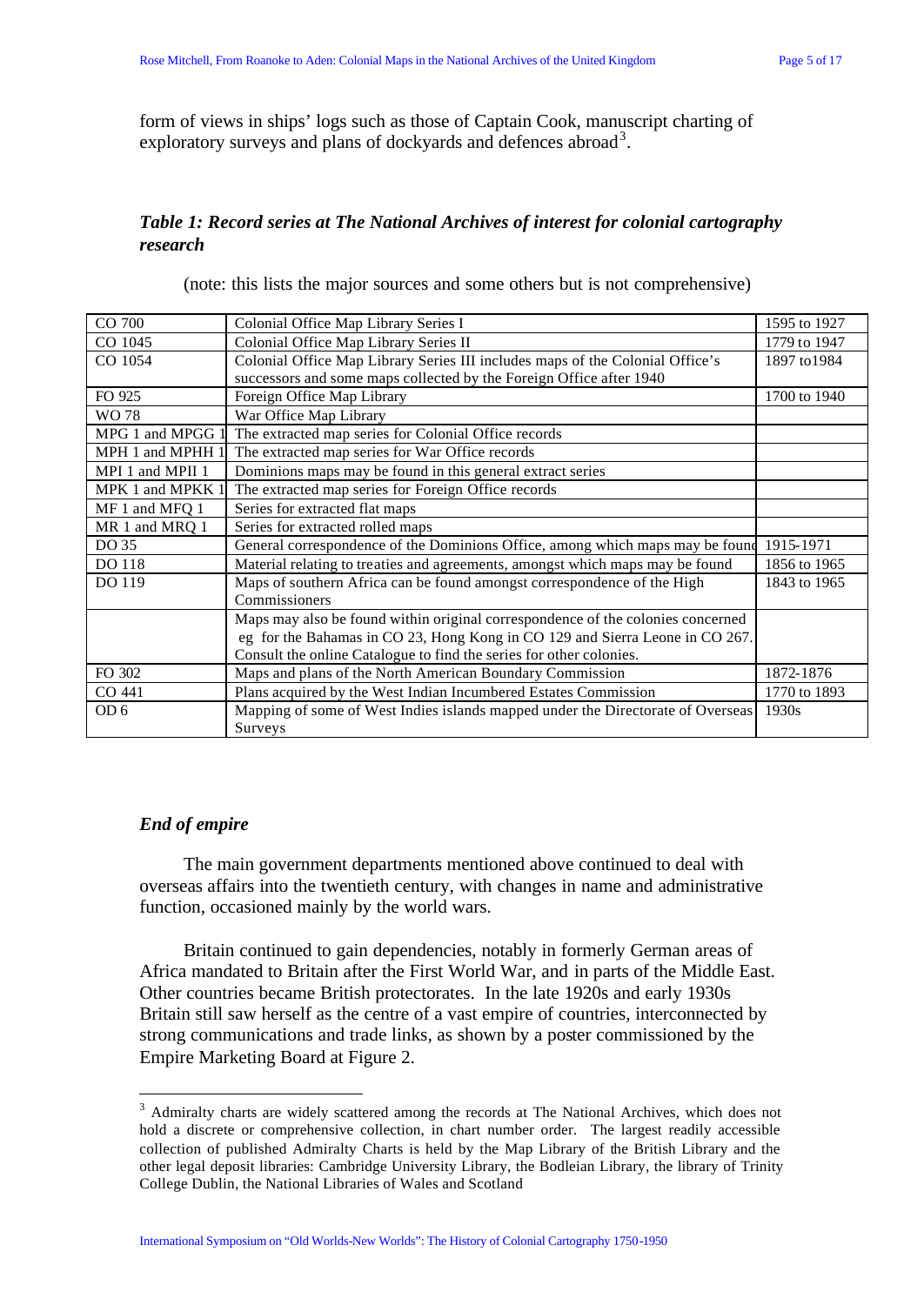form of views in ships' logs such as those of Captain Cook, manuscript charting of exploratory surveys and plans of dockyards and defences abroad[3].

### *Table 1: Record series at The National Archives of interest for colonial cartography research*

(note: this lists the major sources and some others but is not comprehensive)

| | | |
|---|---|---|
| CO 700 | Colonial Office Map Library Series I | 1595 to 1927 |
| CO 1045 | Colonial Office Map Library Series II | 1779 to 1947 |
| CO 1054 | Colonial Office Map Library Series III includes maps of the Colonial Office's successors and some maps collected by the Foreign Office after 1940 | 1897 to1984 |
| FO 925 | Foreign Office Map Library | 1700 to 1940 |
| WO 78 | War Office Map Library | |
| MPG 1 and MPGG 1 | The extracted map series for Colonial Office records | |
| MPH 1 and MPHH 1 | The extracted map series for War Office records | |
| MPI 1 and MPII 1 | Dominions maps may be found in this general extract series | |
| MPK 1 and MPKK 1 | The extracted map series for Foreign Office records | |
| MF 1 and MFQ 1 | Series for extracted flat maps | |
| MR 1 and MRQ 1 | Series for extracted rolled maps | |
| DO 35 | General correspondence of the Dominions Office, among which maps may be found | 1915-1971 |
| DO 118 | Material relating to treaties and agreements, amongst which maps may be found | 1856 to 1965 |
| DO 119 | Maps of southern Africa can be found amongst correspondence of the High Commissioners | 1843 to 1965 |
| | Maps may also be found within original correspondence of the colonies concerned eg for the Bahamas in CO 23, Hong Kong in CO 129 and Sierra Leone in CO 267. Consult the online Catalogue to find the series for other colonies. | |
| FO 302 | Maps and plans of the North American Boundary Commission | 1872-1876 |
| CO 441 | Plans acquired by the West Indian Incumbered Estates Commission | 1770 to 1893 |
| OD 6 | Mapping of some of West Indies islands mapped under the Directorate of Overseas Surveys | 1930s |

### *End of empire*

The main government departments mentioned above continued to deal with overseas affairs into the twentieth century, with changes in name and administrative function, occasioned mainly by the world wars.

Britain continued to gain dependencies, notably in formerly German areas of Africa mandated to Britain after the First World War, and in parts of the Middle East. Other countries became British protectorates. In the late 1920s and early 1930s Britain still saw herself as the centre of a vast empire of countries, interconnected by strong communications and trade links, as shown by a poster commissioned by the Empire Marketing Board at Figure 2.

---

[3] Admiralty charts are widely scattered among the records at The National Archives, which does not hold a discrete or comprehensive collection, in chart number order. The largest readily accessible collection of published Admiralty Charts is held by the Map Library of the British Library and the other legal deposit libraries: Cambridge University Library, the Bodleian Library, the library of Trinity College Dublin, the National Libraries of Wales and Scotland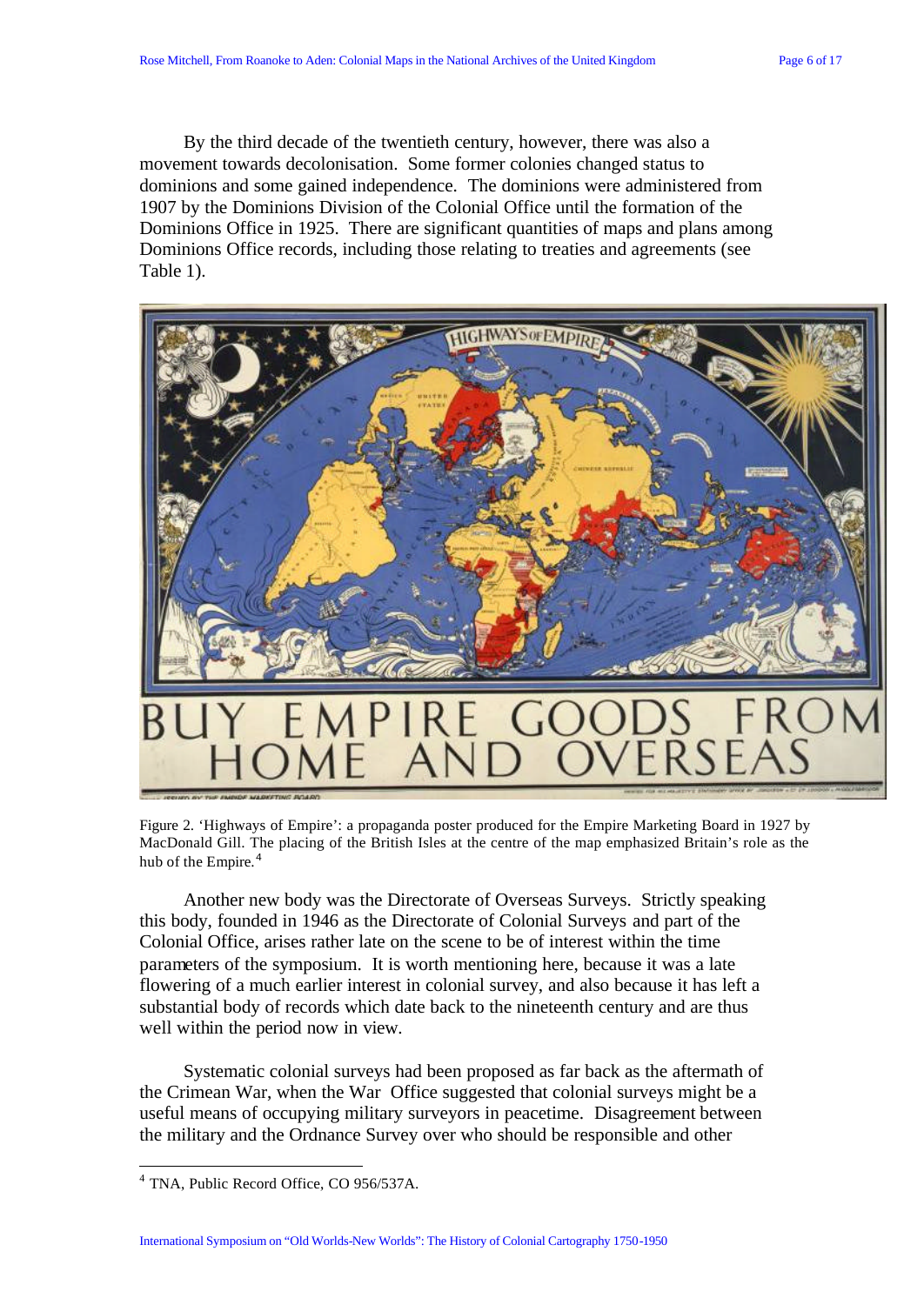By the third decade of the twentieth century, however, there was also a movement towards decolonisation. Some former colonies changed status to dominions and some gained independence. The dominions were administered from 1907 by the Dominions Division of the Colonial Office until the formation of the Dominions Office in 1925. There are significant quantities of maps and plans among Dominions Office records, including those relating to treaties and agreements (see Table 1).

Figure 2. 'Highways of Empire': a propaganda poster produced for the Empire Marketing Board in 1927 by MacDonald Gill. The placing of the British Isles at the centre of the map emphasized Britain's role as the hub of the Empire.[4]

Another new body was the Directorate of Overseas Surveys. Strictly speaking this body, founded in 1946 as the Directorate of Colonial Surveys and part of the Colonial Office, arises rather late on the scene to be of interest within the time parameters of the symposium. It is worth mentioning here, because it was a late flowering of a much earlier interest in colonial survey, and also because it has left a substantial body of records which date back to the nineteenth century and are thus well within the period now in view.

Systematic colonial surveys had been proposed as far back as the aftermath of the Crimean War, when the War Office suggested that colonial surveys might be a useful means of occupying military surveyors in peacetime. Disagreement between the military and the Ordnance Survey over who should be responsible and other

[4] TNA, Public Record Office, CO 956/537A.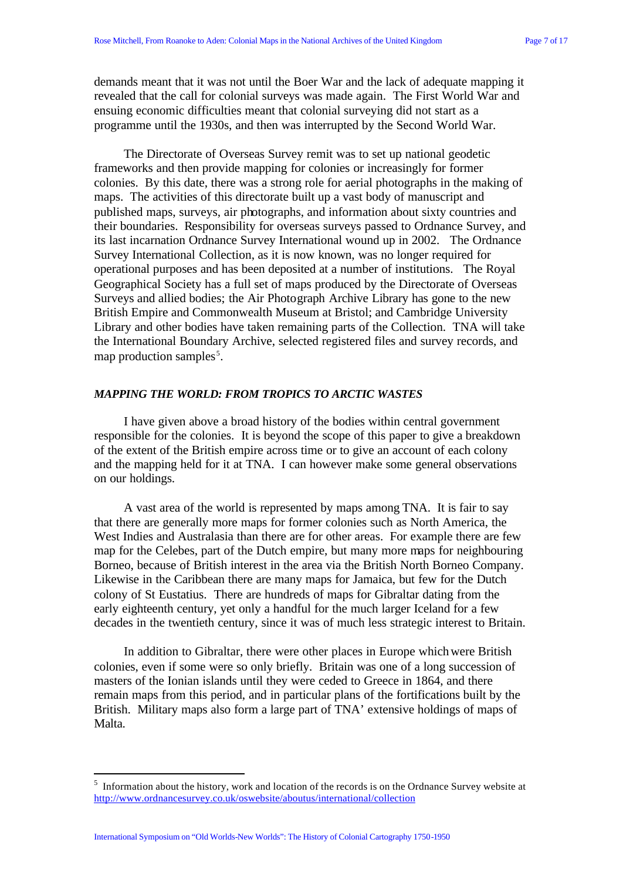demands meant that it was not until the Boer War and the lack of adequate mapping it revealed that the call for colonial surveys was made again. The First World War and ensuing economic difficulties meant that colonial surveying did not start as a programme until the 1930s, and then was interrupted by the Second World War.

The Directorate of Overseas Survey remit was to set up national geodetic frameworks and then provide mapping for colonies or increasingly for former colonies. By this date, there was a strong role for aerial photographs in the making of maps. The activities of this directorate built up a vast body of manuscript and published maps, surveys, air photographs, and information about sixty countries and their boundaries. Responsibility for overseas surveys passed to Ordnance Survey, and its last incarnation Ordnance Survey International wound up in 2002. The Ordnance Survey International Collection, as it is now known, was no longer required for operational purposes and has been deposited at a number of institutions. The Royal Geographical Society has a full set of maps produced by the Directorate of Overseas Surveys and allied bodies; the Air Photograph Archive Library has gone to the new British Empire and Commonwealth Museum at Bristol; and Cambridge University Library and other bodies have taken remaining parts of the Collection. TNA will take the International Boundary Archive, selected registered files and survey records, and map production samples[5].

## *MAPPING THE WORLD: FROM TROPICS TO ARCTIC WASTES*

I have given above a broad history of the bodies within central government responsible for the colonies. It is beyond the scope of this paper to give a breakdown of the extent of the British empire across time or to give an account of each colony and the mapping held for it at TNA. I can however make some general observations on our holdings.

A vast area of the world is represented by maps among TNA. It is fair to say that there are generally more maps for former colonies such as North America, the West Indies and Australasia than there are for other areas. For example there are few map for the Celebes, part of the Dutch empire, but many more maps for neighbouring Borneo, because of British interest in the area via the British North Borneo Company. Likewise in the Caribbean there are many maps for Jamaica, but few for the Dutch colony of St Eustatius. There are hundreds of maps for Gibraltar dating from the early eighteenth century, yet only a handful for the much larger Iceland for a few decades in the twentieth century, since it was of much less strategic interest to Britain.

In addition to Gibraltar, there were other places in Europe which were British colonies, even if some were so only briefly. Britain was one of a long succession of masters of the Ionian islands until they were ceded to Greece in 1864, and there remain maps from this period, and in particular plans of the fortifications built by the British. Military maps also form a large part of TNA' extensive holdings of maps of Malta.

---

[5] Information about the history, work and location of the records is on the Ordnance Survey website at http://www.ordnancesurvey.co.uk/oswebsite/aboutus/international/collection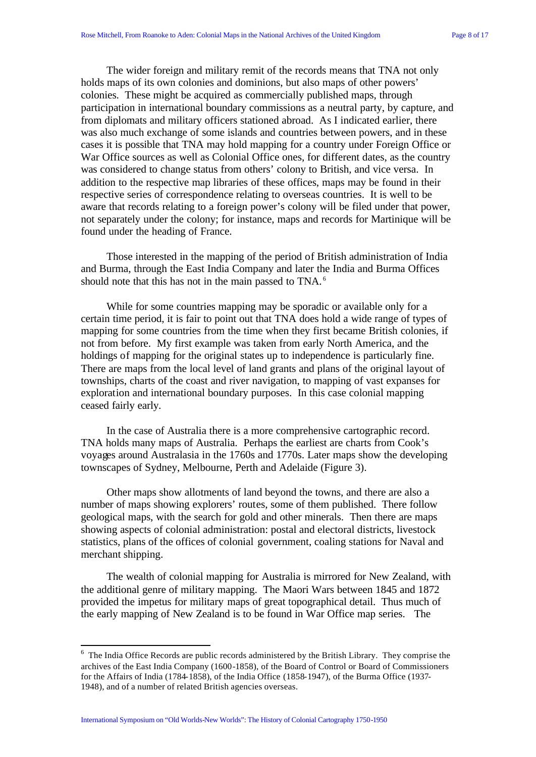The wider foreign and military remit of the records means that TNA not only holds maps of its own colonies and dominions, but also maps of other powers' colonies. These might be acquired as commercially published maps, through participation in international boundary commissions as a neutral party, by capture, and from diplomats and military officers stationed abroad. As I indicated earlier, there was also much exchange of some islands and countries between powers, and in these cases it is possible that TNA may hold mapping for a country under Foreign Office or War Office sources as well as Colonial Office ones, for different dates, as the country was considered to change status from others' colony to British, and vice versa. In addition to the respective map libraries of these offices, maps may be found in their respective series of correspondence relating to overseas countries. It is well to be aware that records relating to a foreign power's colony will be filed under that power, not separately under the colony; for instance, maps and records for Martinique will be found under the heading of France.

Those interested in the mapping of the period of British administration of India and Burma, through the East India Company and later the India and Burma Offices should note that this has not in the main passed to TNA.[6]

While for some countries mapping may be sporadic or available only for a certain time period, it is fair to point out that TNA does hold a wide range of types of mapping for some countries from the time when they first became British colonies, if not from before. My first example was taken from early North America, and the holdings of mapping for the original states up to independence is particularly fine. There are maps from the local level of land grants and plans of the original layout of townships, charts of the coast and river navigation, to mapping of vast expanses for exploration and international boundary purposes. In this case colonial mapping ceased fairly early.

In the case of Australia there is a more comprehensive cartographic record. TNA holds many maps of Australia. Perhaps the earliest are charts from Cook's voyages around Australasia in the 1760s and 1770s. Later maps show the developing townscapes of Sydney, Melbourne, Perth and Adelaide (Figure 3).

Other maps show allotments of land beyond the towns, and there are also a number of maps showing explorers' routes, some of them published. There follow geological maps, with the search for gold and other minerals. Then there are maps showing aspects of colonial administration: postal and electoral districts, livestock statistics, plans of the offices of colonial government, coaling stations for Naval and merchant shipping.

The wealth of colonial mapping for Australia is mirrored for New Zealand, with the additional genre of military mapping. The Maori Wars between 1845 and 1872 provided the impetus for military maps of great topographical detail. Thus much of the early mapping of New Zealand is to be found in War Office map series. The

---

[6] The India Office Records are public records administered by the British Library. They comprise the archives of the East India Company (1600-1858), of the Board of Control or Board of Commissioners for the Affairs of India (1784-1858), of the India Office (1858-1947), of the Burma Office (1937-1948), and of a number of related British agencies overseas.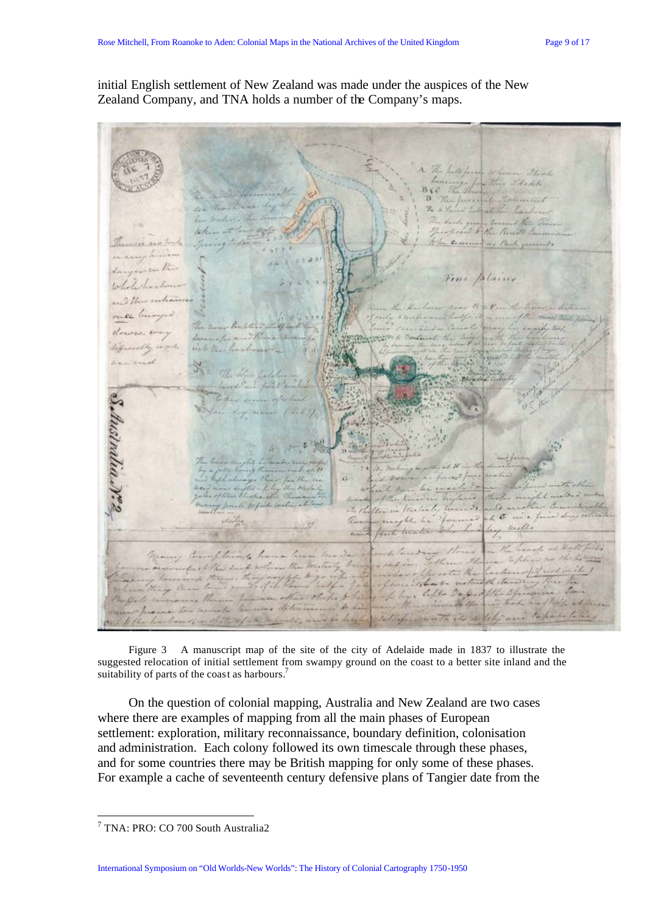initial English settlement of New Zealand was made under the auspices of the New Zealand Company, and TNA holds a number of the Company's maps.

Figure 3 A manuscript map of the site of the city of Adelaide made in 1837 to illustrate the suggested relocation of initial settlement from swampy ground on the coast to a better site inland and the suitability of parts of the coast as harbours.[7]

On the question of colonial mapping, Australia and New Zealand are two cases where there are examples of mapping from all the main phases of European settlement: exploration, military reconnaissance, boundary definition, colonisation and administration. Each colony followed its own timescale through these phases, and for some countries there may be British mapping for only some of these phases. For example a cache of seventeenth century defensive plans of Tangier date from the

[7] TNA: PRO: CO 700 South Australia2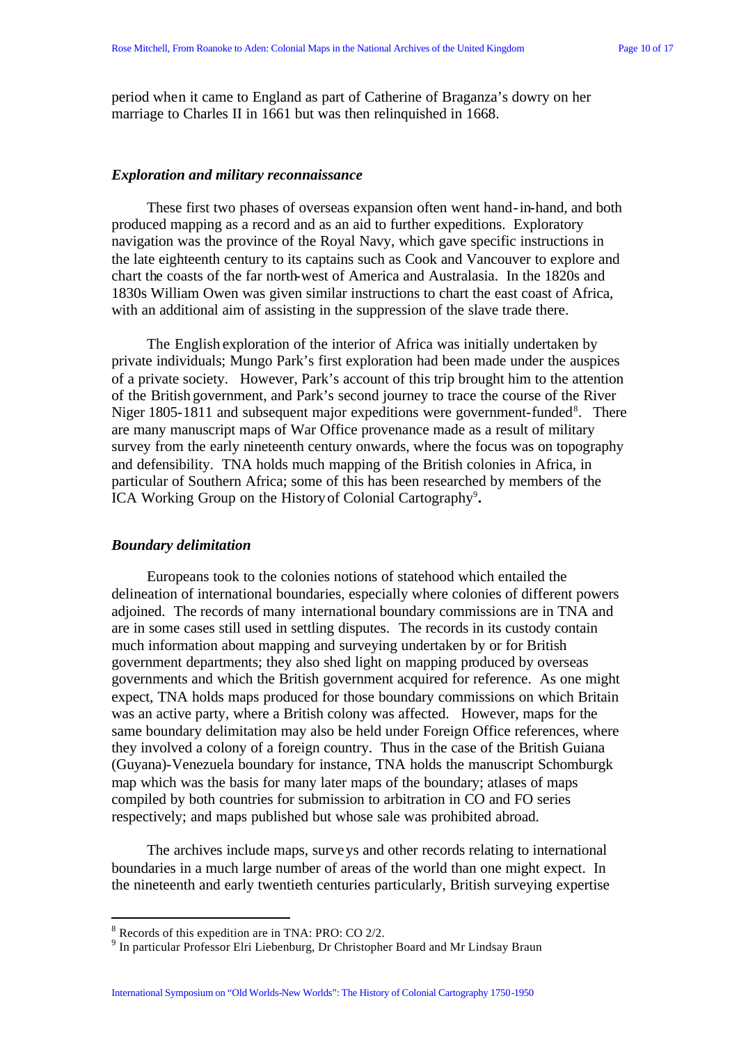period when it came to England as part of Catherine of Braganza's dowry on her marriage to Charles II in 1661 but was then relinquished in 1668.

### *Exploration and military reconnaissance*

These first two phases of overseas expansion often went hand-in-hand, and both produced mapping as a record and as an aid to further expeditions. Exploratory navigation was the province of the Royal Navy, which gave specific instructions in the late eighteenth century to its captains such as Cook and Vancouver to explore and chart the coasts of the far north-west of America and Australasia. In the 1820s and 1830s William Owen was given similar instructions to chart the east coast of Africa, with an additional aim of assisting in the suppression of the slave trade there.

The English exploration of the interior of Africa was initially undertaken by private individuals; Mungo Park's first exploration had been made under the auspices of a private society. However, Park's account of this trip brought him to the attention of the British government, and Park's second journey to trace the course of the River Niger 1805-1811 and subsequent major expeditions were government-funded[8]. There are many manuscript maps of War Office provenance made as a result of military survey from the early nineteenth century onwards, where the focus was on topography and defensibility. TNA holds much mapping of the British colonies in Africa, in particular of Southern Africa; some of this has been researched by members of the ICA Working Group on the History of Colonial Cartography[9].

### *Boundary delimitation*

Europeans took to the colonies notions of statehood which entailed the delineation of international boundaries, especially where colonies of different powers adjoined. The records of many international boundary commissions are in TNA and are in some cases still used in settling disputes. The records in its custody contain much information about mapping and surveying undertaken by or for British government departments; they also shed light on mapping produced by overseas governments and which the British government acquired for reference. As one might expect, TNA holds maps produced for those boundary commissions on which Britain was an active party, where a British colony was affected. However, maps for the same boundary delimitation may also be held under Foreign Office references, where they involved a colony of a foreign country. Thus in the case of the British Guiana (Guyana)-Venezuela boundary for instance, TNA holds the manuscript Schomburgk map which was the basis for many later maps of the boundary; atlases of maps compiled by both countries for submission to arbitration in CO and FO series respectively; and maps published but whose sale was prohibited abroad.

The archives include maps, surveys and other records relating to international boundaries in a much large number of areas of the world than one might expect. In the nineteenth and early twentieth centuries particularly, British surveying expertise

---

[8] Records of this expedition are in TNA: PRO: CO 2/2.

[9] In particular Professor Elri Liebenburg, Dr Christopher Board and Mr Lindsay Braun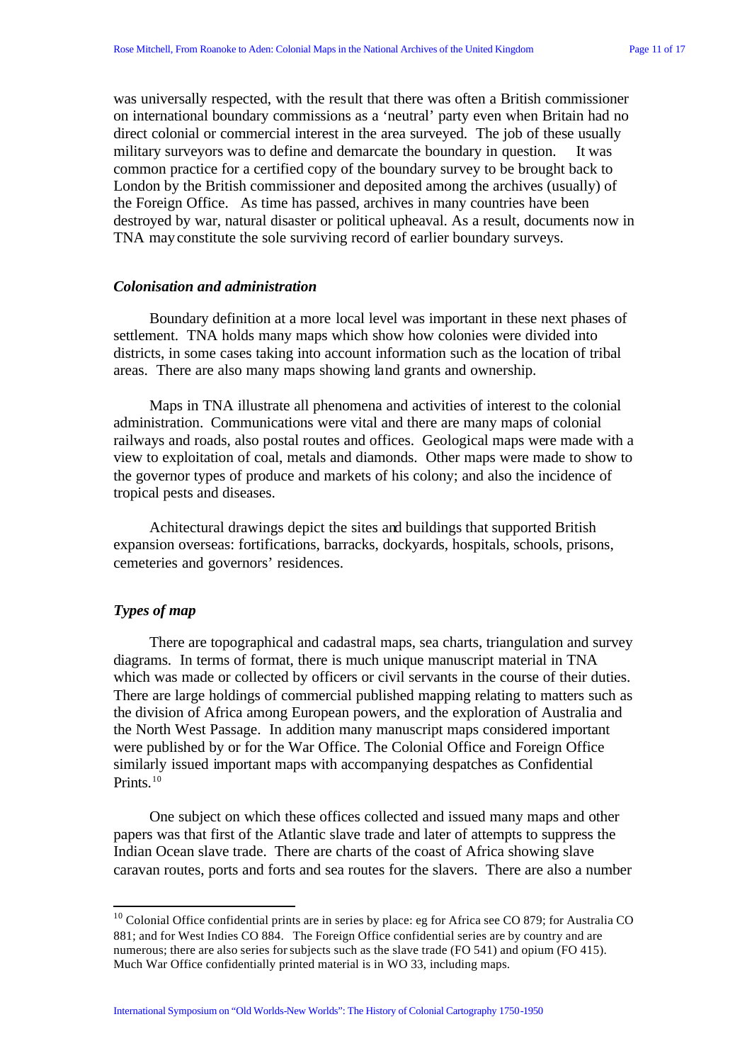was universally respected, with the result that there was often a British commissioner on international boundary commissions as a 'neutral' party even when Britain had no direct colonial or commercial interest in the area surveyed. The job of these usually military surveyors was to define and demarcate the boundary in question. It was common practice for a certified copy of the boundary survey to be brought back to London by the British commissioner and deposited among the archives (usually) of the Foreign Office. As time has passed, archives in many countries have been destroyed by war, natural disaster or political upheaval. As a result, documents now in TNA may constitute the sole surviving record of earlier boundary surveys.

### *Colonisation and administration*

Boundary definition at a more local level was important in these next phases of settlement. TNA holds many maps which show how colonies were divided into districts, in some cases taking into account information such as the location of tribal areas. There are also many maps showing land grants and ownership.

Maps in TNA illustrate all phenomena and activities of interest to the colonial administration. Communications were vital and there are many maps of colonial railways and roads, also postal routes and offices. Geological maps were made with a view to exploitation of coal, metals and diamonds. Other maps were made to show to the governor types of produce and markets of his colony; and also the incidence of tropical pests and diseases.

Achitectural drawings depict the sites and buildings that supported British expansion overseas: fortifications, barracks, dockyards, hospitals, schools, prisons, cemeteries and governors' residences.

### *Types of map*

There are topographical and cadastral maps, sea charts, triangulation and survey diagrams. In terms of format, there is much unique manuscript material in TNA which was made or collected by officers or civil servants in the course of their duties. There are large holdings of commercial published mapping relating to matters such as the division of Africa among European powers, and the exploration of Australia and the North West Passage. In addition many manuscript maps considered important were published by or for the War Office. The Colonial Office and Foreign Office similarly issued important maps with accompanying despatches as Confidential Prints.[10]

One subject on which these offices collected and issued many maps and other papers was that first of the Atlantic slave trade and later of attempts to suppress the Indian Ocean slave trade. There are charts of the coast of Africa showing slave caravan routes, ports and forts and sea routes for the slavers. There are also a number

---

[10] Colonial Office confidential prints are in series by place: eg for Africa see CO 879; for Australia CO 881; and for West Indies CO 884. The Foreign Office confidential series are by country and are numerous; there are also series for subjects such as the slave trade (FO 541) and opium (FO 415). Much War Office confidentially printed material is in WO 33, including maps.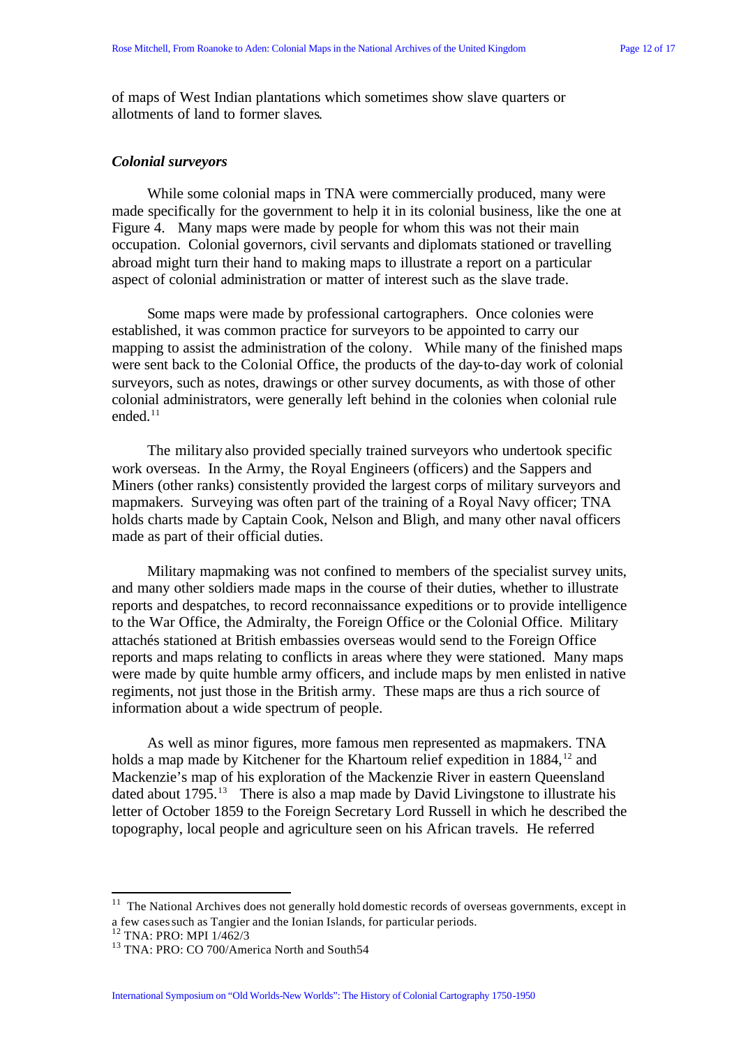of maps of West Indian plantations which sometimes show slave quarters or allotments of land to former slaves.

### *Colonial surveyors*

While some colonial maps in TNA were commercially produced, many were made specifically for the government to help it in its colonial business, like the one at Figure 4. Many maps were made by people for whom this was not their main occupation. Colonial governors, civil servants and diplomats stationed or travelling abroad might turn their hand to making maps to illustrate a report on a particular aspect of colonial administration or matter of interest such as the slave trade.

Some maps were made by professional cartographers. Once colonies were established, it was common practice for surveyors to be appointed to carry our mapping to assist the administration of the colony. While many of the finished maps were sent back to the Colonial Office, the products of the day-to-day work of colonial surveyors, such as notes, drawings or other survey documents, as with those of other colonial administrators, were generally left behind in the colonies when colonial rule ended.[11]

The military also provided specially trained surveyors who undertook specific work overseas. In the Army, the Royal Engineers (officers) and the Sappers and Miners (other ranks) consistently provided the largest corps of military surveyors and mapmakers. Surveying was often part of the training of a Royal Navy officer; TNA holds charts made by Captain Cook, Nelson and Bligh, and many other naval officers made as part of their official duties.

Military mapmaking was not confined to members of the specialist survey units, and many other soldiers made maps in the course of their duties, whether to illustrate reports and despatches, to record reconnaissance expeditions or to provide intelligence to the War Office, the Admiralty, the Foreign Office or the Colonial Office. Military attachés stationed at British embassies overseas would send to the Foreign Office reports and maps relating to conflicts in areas where they were stationed. Many maps were made by quite humble army officers, and include maps by men enlisted in native regiments, not just those in the British army. These maps are thus a rich source of information about a wide spectrum of people.

As well as minor figures, more famous men represented as mapmakers. TNA holds a map made by Kitchener for the Khartoum relief expedition in 1884,[12] and Mackenzie's map of his exploration of the Mackenzie River in eastern Queensland dated about 1795.[13] There is also a map made by David Livingstone to illustrate his letter of October 1859 to the Foreign Secretary Lord Russell in which he described the topography, local people and agriculture seen on his African travels. He referred

---

[11] The National Archives does not generally hold domestic records of overseas governments, except in a few cases such as Tangier and the Ionian Islands, for particular periods.

[12] TNA: PRO: MPI 1/462/3

[13] TNA: PRO: CO 700/America North and South54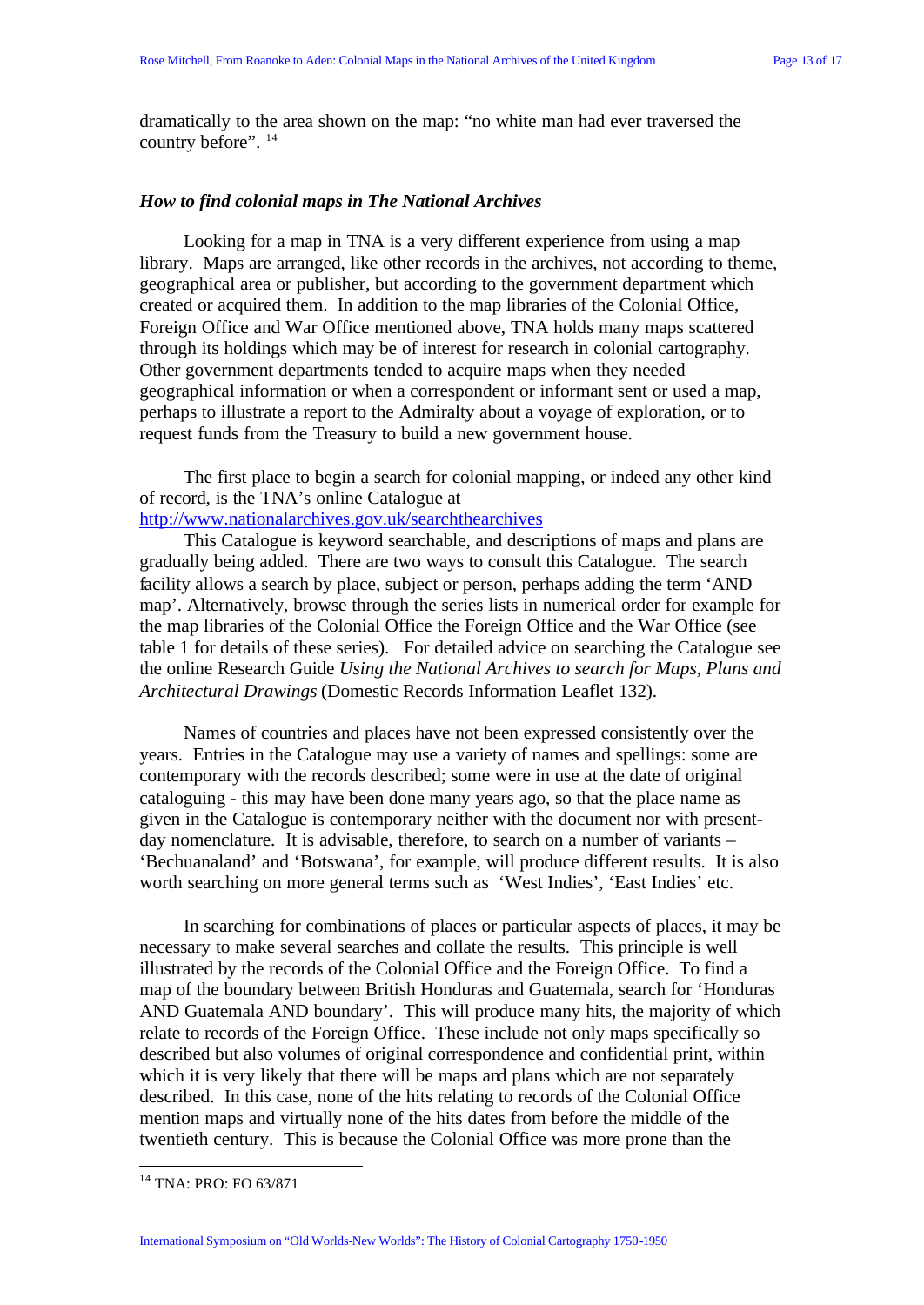dramatically to the area shown on the map: "no white man had ever traversed the country before". [14]

### *How to find colonial maps in The National Archives*

Looking for a map in TNA is a very different experience from using a map library. Maps are arranged, like other records in the archives, not according to theme, geographical area or publisher, but according to the government department which created or acquired them. In addition to the map libraries of the Colonial Office, Foreign Office and War Office mentioned above, TNA holds many maps scattered through its holdings which may be of interest for research in colonial cartography. Other government departments tended to acquire maps when they needed geographical information or when a correspondent or informant sent or used a map, perhaps to illustrate a report to the Admiralty about a voyage of exploration, or to request funds from the Treasury to build a new government house.

The first place to begin a search for colonial mapping, or indeed any other kind of record, is the TNA's online Catalogue at http://www.nationalarchives.gov.uk/searchthearchives

This Catalogue is keyword searchable, and descriptions of maps and plans are gradually being added. There are two ways to consult this Catalogue. The search facility allows a search by place, subject or person, perhaps adding the term 'AND map'. Alternatively, browse through the series lists in numerical order for example for the map libraries of the Colonial Office the Foreign Office and the War Office (see table 1 for details of these series). For detailed advice on searching the Catalogue see the online Research Guide *Using the National Archives to search for Maps, Plans and Architectural Drawings* (Domestic Records Information Leaflet 132).

Names of countries and places have not been expressed consistently over the years. Entries in the Catalogue may use a variety of names and spellings: some are contemporary with the records described; some were in use at the date of original cataloguing - this may have been done many years ago, so that the place name as given in the Catalogue is contemporary neither with the document nor with present-day nomenclature. It is advisable, therefore, to search on a number of variants – 'Bechuanaland' and 'Botswana', for example, will produce different results. It is also worth searching on more general terms such as 'West Indies', 'East Indies' etc.

In searching for combinations of places or particular aspects of places, it may be necessary to make several searches and collate the results. This principle is well illustrated by the records of the Colonial Office and the Foreign Office. To find a map of the boundary between British Honduras and Guatemala, search for 'Honduras AND Guatemala AND boundary'. This will produce many hits, the majority of which relate to records of the Foreign Office. These include not only maps specifically so described but also volumes of original correspondence and confidential print, within which it is very likely that there will be maps and plans which are not separately described. In this case, none of the hits relating to records of the Colonial Office mention maps and virtually none of the hits dates from before the middle of the twentieth century. This is because the Colonial Office was more prone than the

---

[14] TNA: PRO: FO 63/871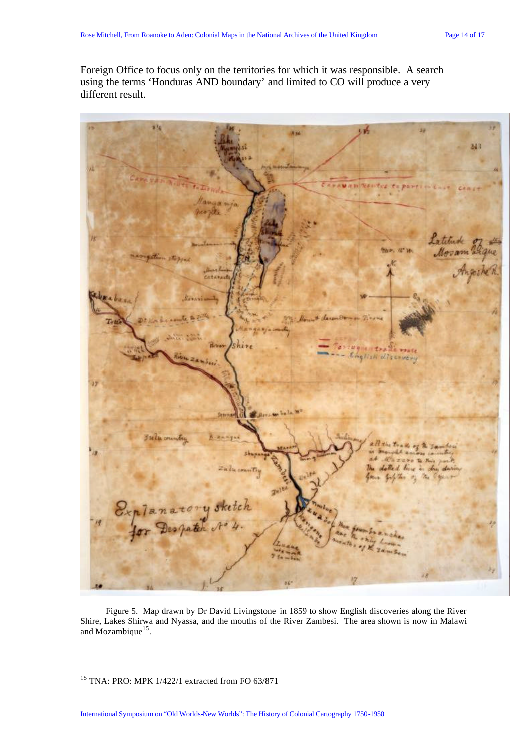Foreign Office to focus only on the territories for which it was responsible. A search using the terms 'Honduras AND boundary' and limited to CO will produce a very different result.

Figure 5. Map drawn by Dr David Livingstone in 1859 to show English discoveries along the River Shire, Lakes Shirwa and Nyassa, and the mouths of the River Zambesi. The area shown is now in Malawi and Mozambique[15].

[15] TNA: PRO: MPK 1/422/1 extracted from FO 63/871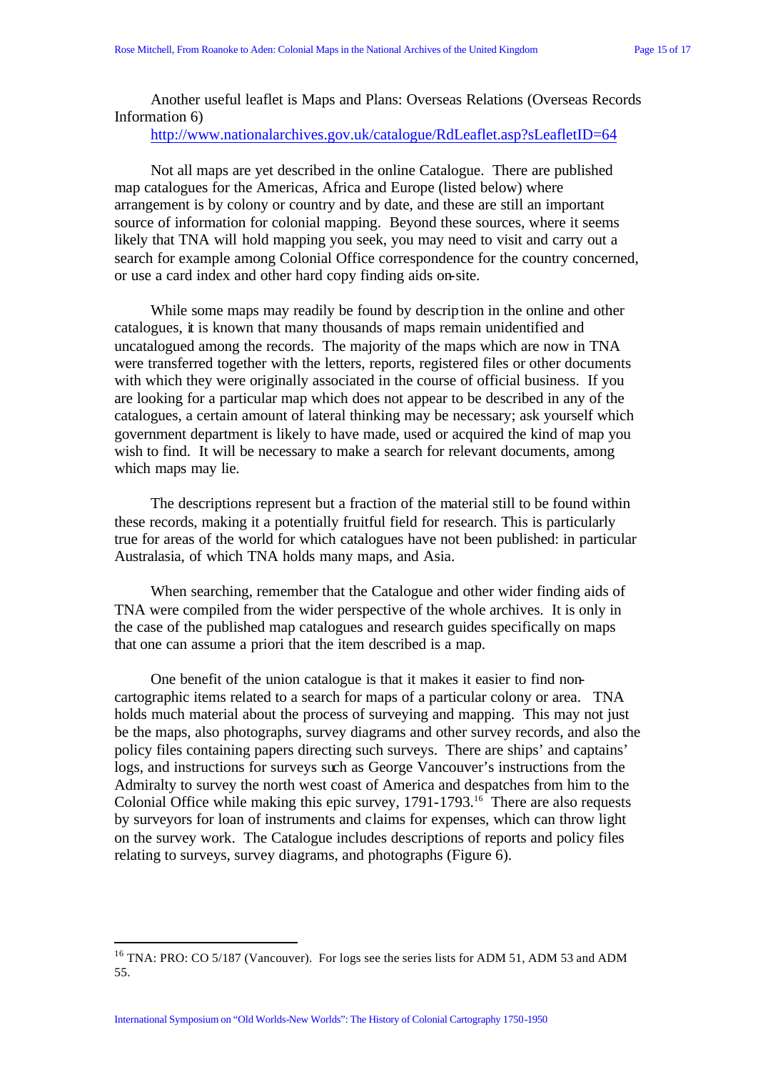Another useful leaflet is Maps and Plans: Overseas Relations (Overseas Records Information 6)

http://www.nationalarchives.gov.uk/catalogue/RdLeaflet.asp?sLeafletID=64

Not all maps are yet described in the online Catalogue. There are published map catalogues for the Americas, Africa and Europe (listed below) where arrangement is by colony or country and by date, and these are still an important source of information for colonial mapping. Beyond these sources, where it seems likely that TNA will hold mapping you seek, you may need to visit and carry out a search for example among Colonial Office correspondence for the country concerned, or use a card index and other hard copy finding aids on-site.

While some maps may readily be found by description in the online and other catalogues, it is known that many thousands of maps remain unidentified and uncatalogued among the records. The majority of the maps which are now in TNA were transferred together with the letters, reports, registered files or other documents with which they were originally associated in the course of official business. If you are looking for a particular map which does not appear to be described in any of the catalogues, a certain amount of lateral thinking may be necessary; ask yourself which government department is likely to have made, used or acquired the kind of map you wish to find. It will be necessary to make a search for relevant documents, among which maps may lie.

The descriptions represent but a fraction of the material still to be found within these records, making it a potentially fruitful field for research. This is particularly true for areas of the world for which catalogues have not been published: in particular Australasia, of which TNA holds many maps, and Asia.

When searching, remember that the Catalogue and other wider finding aids of TNA were compiled from the wider perspective of the whole archives. It is only in the case of the published map catalogues and research guides specifically on maps that one can assume a priori that the item described is a map.

One benefit of the union catalogue is that it makes it easier to find non-cartographic items related to a search for maps of a particular colony or area. TNA holds much material about the process of surveying and mapping. This may not just be the maps, also photographs, survey diagrams and other survey records, and also the policy files containing papers directing such surveys. There are ships' and captains' logs, and instructions for surveys such as George Vancouver's instructions from the Admiralty to survey the north west coast of America and despatches from him to the Colonial Office while making this epic survey, 1791-1793.[16] There are also requests by surveyors for loan of instruments and claims for expenses, which can throw light on the survey work. The Catalogue includes descriptions of reports and policy files relating to surveys, survey diagrams, and photographs (Figure 6).

---

[16] TNA: PRO: CO 5/187 (Vancouver). For logs see the series lists for ADM 51, ADM 53 and ADM 55.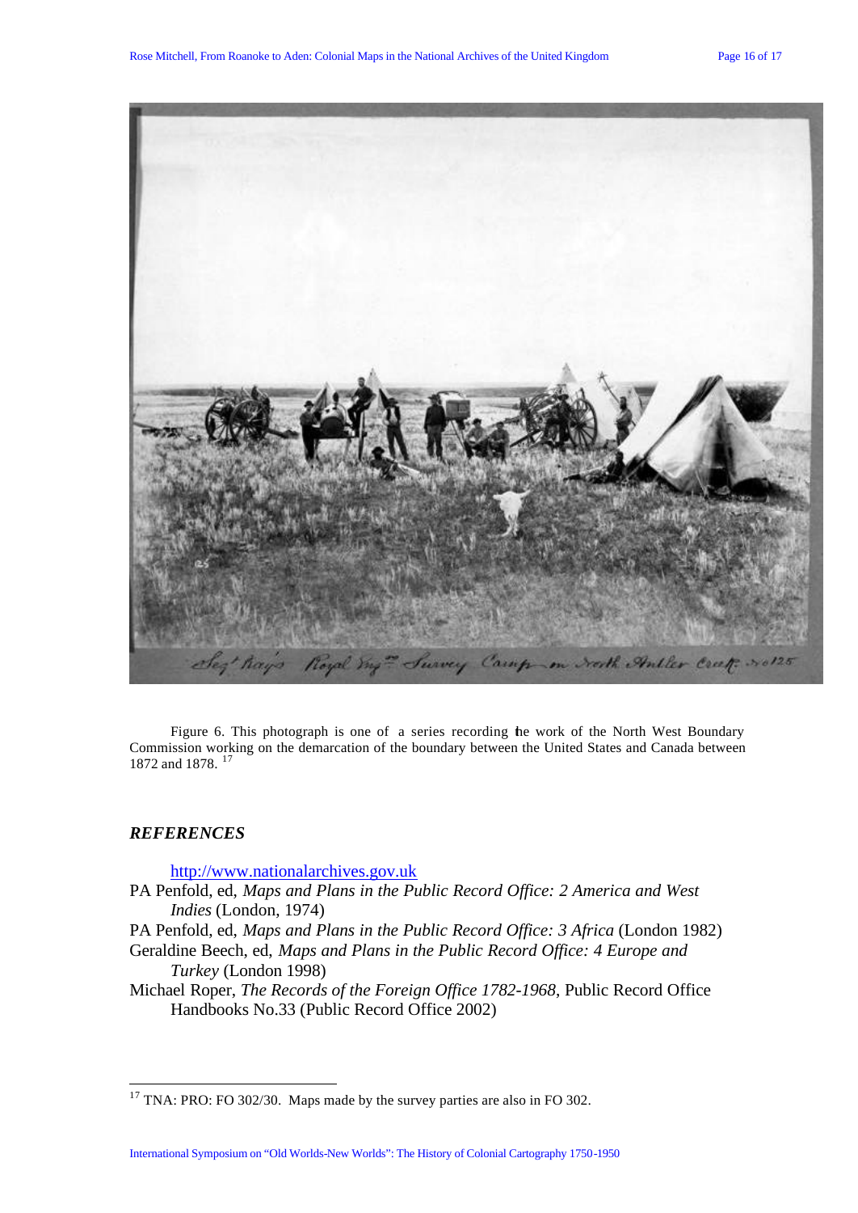Figure 6. This photograph is one of a series recording the work of the North West Boundary Commission working on the demarcation of the boundary between the United States and Canada between 1872 and 1878. [17]

### *REFERENCES*

http://www.nationalarchives.gov.uk

PA Penfold, ed, *Maps and Plans in the Public Record Office: 2 America and West Indies* (London, 1974)

PA Penfold, ed, *Maps and Plans in the Public Record Office: 3 Africa* (London 1982)

Geraldine Beech, ed, *Maps and Plans in the Public Record Office: 4 Europe and Turkey* (London 1998)

Michael Roper, *The Records of the Foreign Office 1782-1968*, Public Record Office Handbooks No.33 (Public Record Office 2002)

---

[17] TNA: PRO: FO 302/30. Maps made by the survey parties are also in FO 302.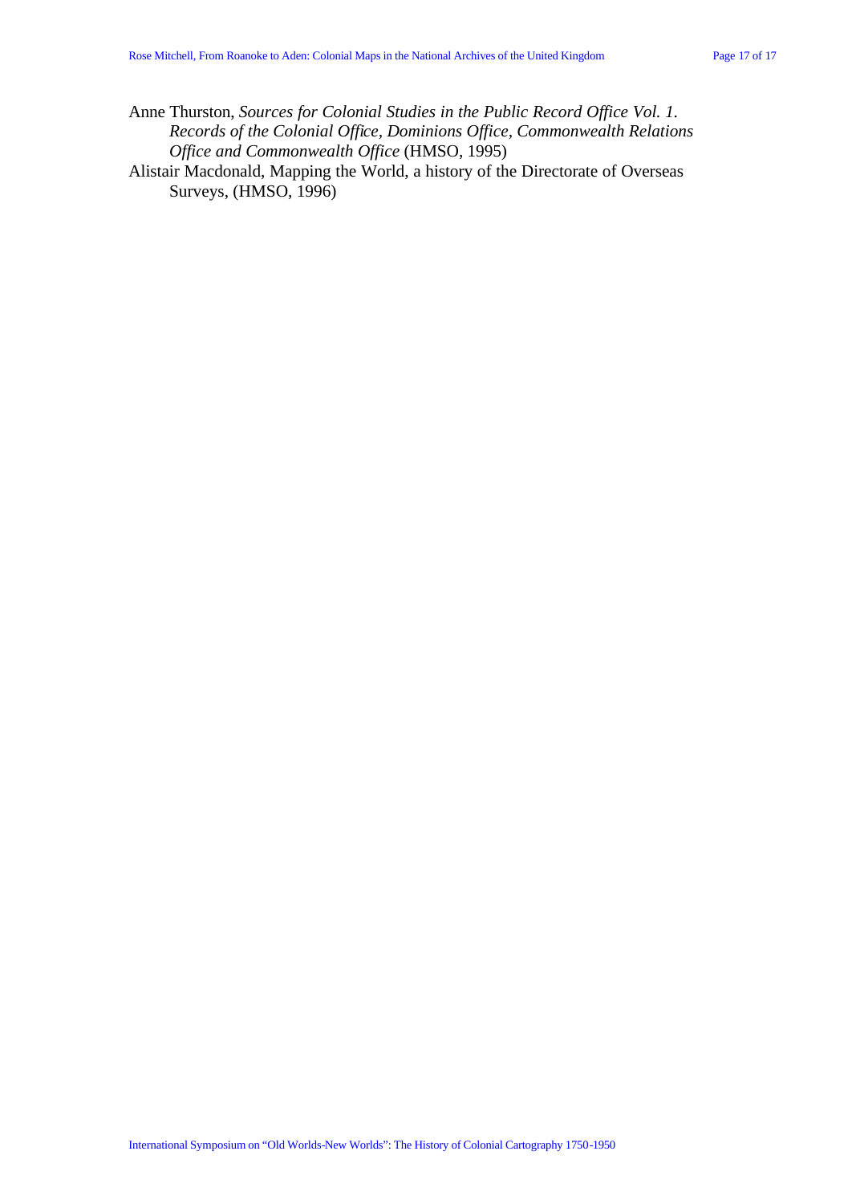Anne Thurston, *Sources for Colonial Studies in the Public Record Office Vol. 1. Records of the Colonial Office, Dominions Office, Commonwealth Relations Office and Commonwealth Office* (HMSO, 1995)

Alistair Macdonald, Mapping the World, a history of the Directorate of Overseas Surveys, (HMSO, 1996)